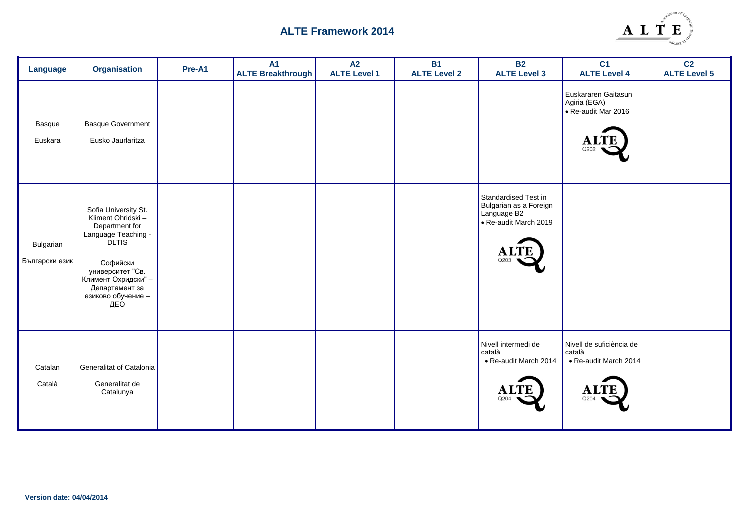# ALTE Framework 2014

| Language | Organisation | Pre-A1 | A1 ALTE Breakthrough | A2 ALTE Level 1 | B1 ALTE Level 2 | B2 ALTE Level 3 | C1 ALTE Level 4 | C2 ALTE Level 5 |
|---|---|---|---|---|---|---|---|---|
| Basque<br>Euskara | Basque Government<br>Eusko Jaurlaritza | | | | | | Euskararen Gaitasun Agiria (EGA)<br>• Re-audit Mar 2016<br>ALTE Q202 | |
| Bulgarian<br>Български език | Sofia University St. Kliment Ohridski – Department for Language Teaching - DLTIS<br>Софийски университет "Св. Климент Охридски" – Департамент за езиково обучение – ДЕО | | | | | Standardised Test in Bulgarian as a Foreign Language B2<br>• Re-audit March 2019<br>ALTE Q203 | | |
| Catalan<br>Català | Generalitat of Catalonia<br>Generalitat de Catalunya | | | | | Nivell intermedi de català<br>• Re-audit March 2014<br>ALTE Q204 | Nivell de suficiència de català<br>• Re-audit March 2014<br>ALTE Q204 | |

**Version date: 04/04/2014**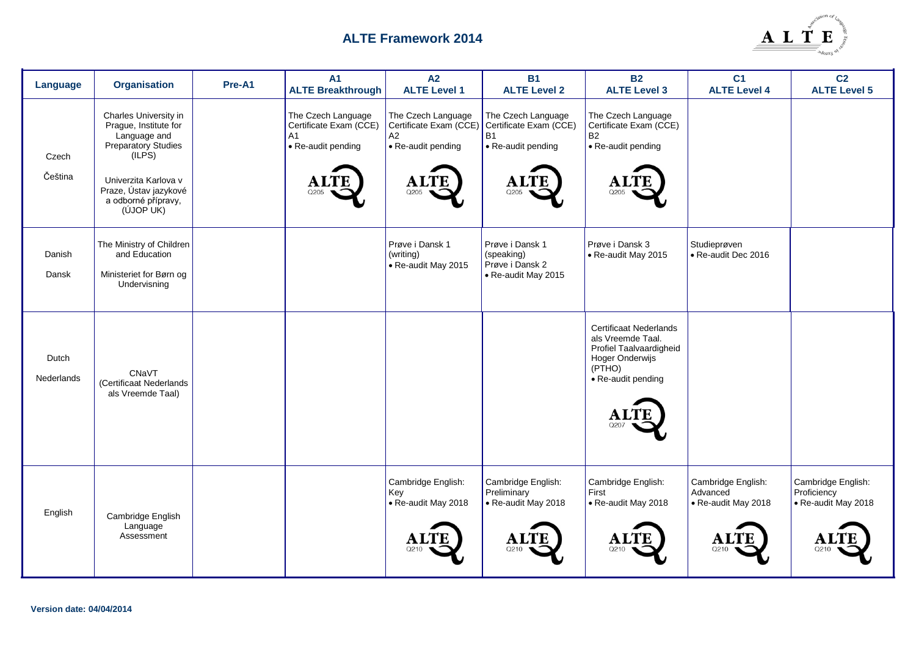## ALTE Framework 2014

| Language | Organisation | Pre-A1 | A1 ALTE Breakthrough | A2 ALTE Level 1 | B1 ALTE Level 2 | B2 ALTE Level 3 | C1 ALTE Level 4 | C2 ALTE Level 5 |
|---|---|---|---|---|---|---|---|---|
| Czech<br>Čeština | Charles University in Prague, Institute for Language and Preparatory Studies (ILPS)<br>Univerzita Karlova v Praze, Ústav jazykové a odborné přípravy, (ÚJOP UK) | | The Czech Language Certificate Exam (CCE) A1<br>• Re-audit pending<br>ALTE Q205 | The Czech Language Certificate Exam (CCE) A2<br>• Re-audit pending<br>ALTE Q205 | The Czech Language Certificate Exam (CCE) B1<br>• Re-audit pending<br>ALTE Q205 | The Czech Language Certificate Exam (CCE) B2<br>• Re-audit pending<br>ALTE Q205 | | |
| Danish<br>Dansk | The Ministry of Children and Education<br>Ministeriet for Børn og Undervisning | | | Prøve i Dansk 1 (writing)<br>• Re-audit May 2015 | Prøve i Dansk 1 (speaking)<br>Prøve i Dansk 2<br>• Re-audit May 2015 | Prøve i Dansk 3<br>• Re-audit May 2015 | Studieprøven<br>• Re-audit Dec 2016 | |
| Dutch<br>Nederlands | CNaVT<br>(Certificaat Nederlands als Vreemde Taal) | | | | | Certificaat Nederlands als Vreemde Taal. Profiel Taalvaardigheid Hoger Onderwijs (PTHO)<br>• Re-audit pending<br>ALTE Q207 | | |
| English | Cambridge English Language Assessment | | | Cambridge English: Key<br>• Re-audit May 2018<br>ALTE Q210 | Cambridge English: Preliminary<br>• Re-audit May 2018<br>ALTE Q210 | Cambridge English: First<br>• Re-audit May 2018<br>ALTE Q210 | Cambridge English: Advanced<br>• Re-audit May 2018<br>ALTE Q210 | Cambridge English: Proficiency<br>• Re-audit May 2018<br>ALTE Q210 |

**Version date: 04/04/2014**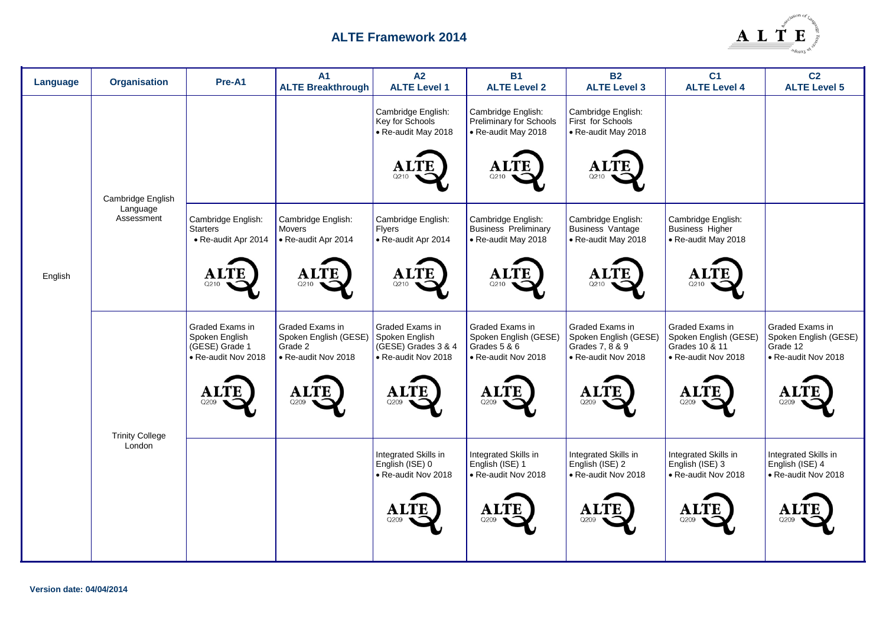## ALTE Framework 2014

| Language | Organisation | Pre-A1 | A1 ALTE Breakthrough | A2 ALTE Level 1 | B1 ALTE Level 2 | B2 ALTE Level 3 | C1 ALTE Level 4 | C2 ALTE Level 5 |
|---|---|---|---|---|---|---|---|---|
| English | Cambridge English Language Assessment | | | Cambridge English: Key for Schools • Re-audit May 2018 ALTE Q210 | Cambridge English: Preliminary for Schools • Re-audit May 2018 ALTE Q210 | Cambridge English: First for Schools • Re-audit May 2018 ALTE Q210 | | |
| | | Cambridge English: Starters • Re-audit Apr 2014 ALTE Q210 | Cambridge English: Movers • Re-audit Apr 2014 ALTE Q210 | Cambridge English: Flyers • Re-audit Apr 2014 ALTE Q210 | Cambridge English: Business Preliminary • Re-audit May 2018 ALTE Q210 | Cambridge English: Business Vantage • Re-audit May 2018 ALTE Q210 | Cambridge English: Business Higher • Re-audit May 2018 ALTE Q210 | |
| | Trinity College London | Graded Exams in Spoken English (GESE) Grade 1 • Re-audit Nov 2018 ALTE Q209 | Graded Exams in Spoken English (GESE) Grade 2 • Re-audit Nov 2018 ALTE Q209 | Graded Exams in Spoken English (GESE) Grades 3 & 4 • Re-audit Nov 2018 ALTE Q209 | Graded Exams in Spoken English (GESE) Grades 5 & 6 • Re-audit Nov 2018 ALTE Q209 | Graded Exams in Spoken English (GESE) Grades 7, 8 & 9 • Re-audit Nov 2018 ALTE Q209 | Graded Exams in Spoken English (GESE) Grades 10 & 11 • Re-audit Nov 2018 ALTE Q209 | Graded Exams in Spoken English (GESE) Grade 12 • Re-audit Nov 2018 ALTE Q209 |
| | | | | Integrated Skills in English (ISE) 0 • Re-audit Nov 2018 ALTE Q209 | Integrated Skills in English (ISE) 1 • Re-audit Nov 2018 ALTE Q209 | Integrated Skills in English (ISE) 2 • Re-audit Nov 2018 ALTE Q209 | Integrated Skills in English (ISE) 3 • Re-audit Nov 2018 ALTE Q209 | Integrated Skills in English (ISE) 4 • Re-audit Nov 2018 ALTE Q209 |

**Version date: 04/04/2014**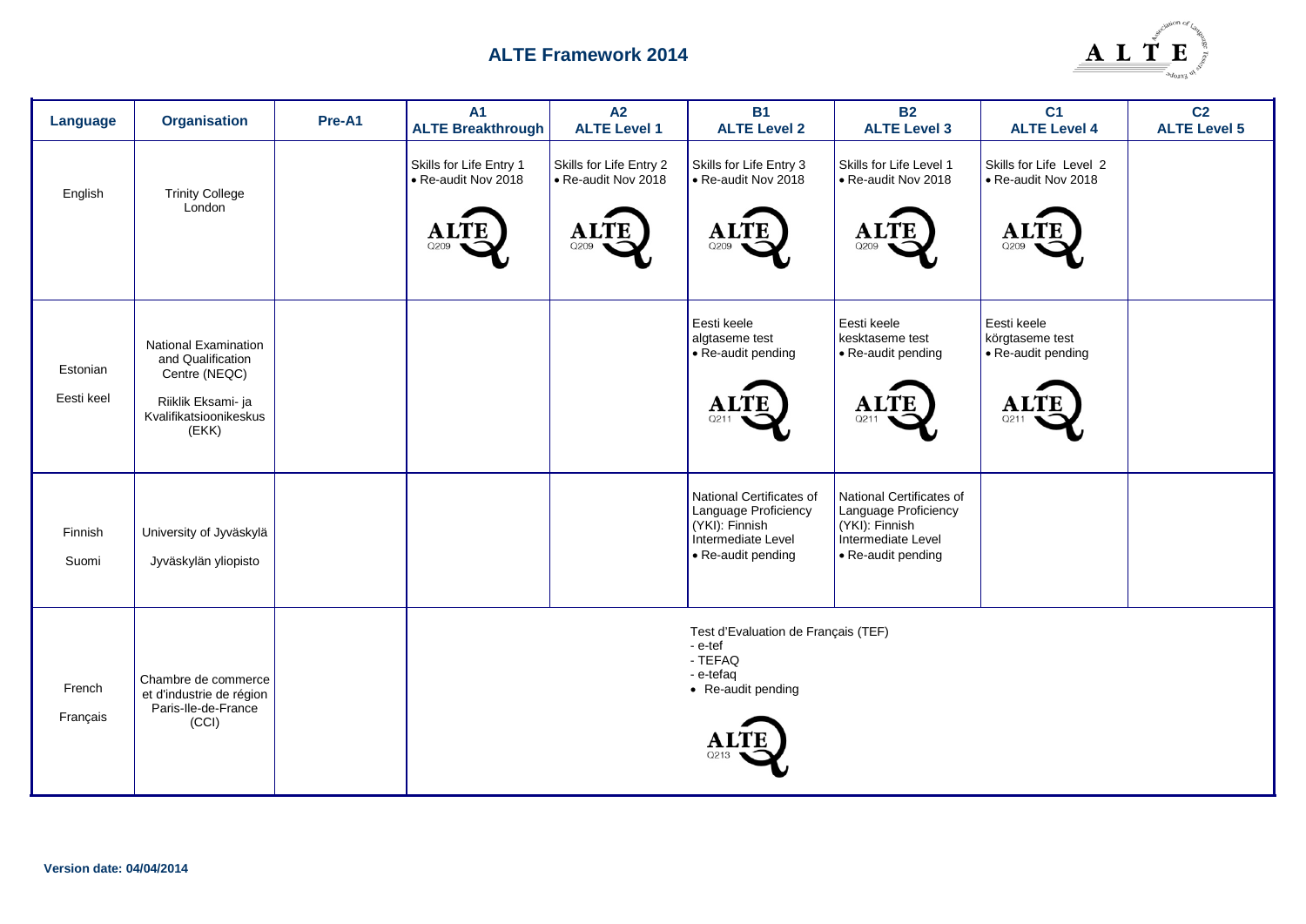# ALTE Framework 2014

| Language | Organisation | Pre-A1 | A1 ALTE Breakthrough | A2 ALTE Level 1 | B1 ALTE Level 2 | B2 ALTE Level 3 | C1 ALTE Level 4 | C2 ALTE Level 5 |
|---|---|---|---|---|---|---|---|---|
| English | Trinity College London | | Skills for Life Entry 1 • Re-audit Nov 2018 ALTE Q209 | Skills for Life Entry 2 • Re-audit Nov 2018 ALTE Q209 | Skills for Life Entry 3 • Re-audit Nov 2018 ALTE Q209 | Skills for Life Level 1 • Re-audit Nov 2018 ALTE Q209 | Skills for Life Level 2 • Re-audit Nov 2018 ALTE Q209 | |
| Estonian Eesti keel | National Examination and Qualification Centre (NEQC) Riiklik Eksami- ja Kvalifikatsioonikeskus (EKK) | | | | Eesti keele algtaseme test • Re-audit pending ALTE Q211 | Eesti keele kesktaseme test • Re-audit pending ALTE Q211 | Eesti keele kõrgtaseme test • Re-audit pending ALTE Q211 | |
| Finnish Suomi | University of Jyväskylä Jyväskylän yliopisto | | | | National Certificates of Language Proficiency (YKI): Finnish Intermediate Level • Re-audit pending | National Certificates of Language Proficiency (YKI): Finnish Intermediate Level • Re-audit pending | | |
| French Français | Chambre de commerce et d'industrie de région Paris-Ile-de-France (CCI) | | Test d'Evaluation de Français (TEF) - e-tef - TEFAQ - e-tefaq • Re-audit pending ALTE Q213 | | | | | |

**Version date: 04/04/2014**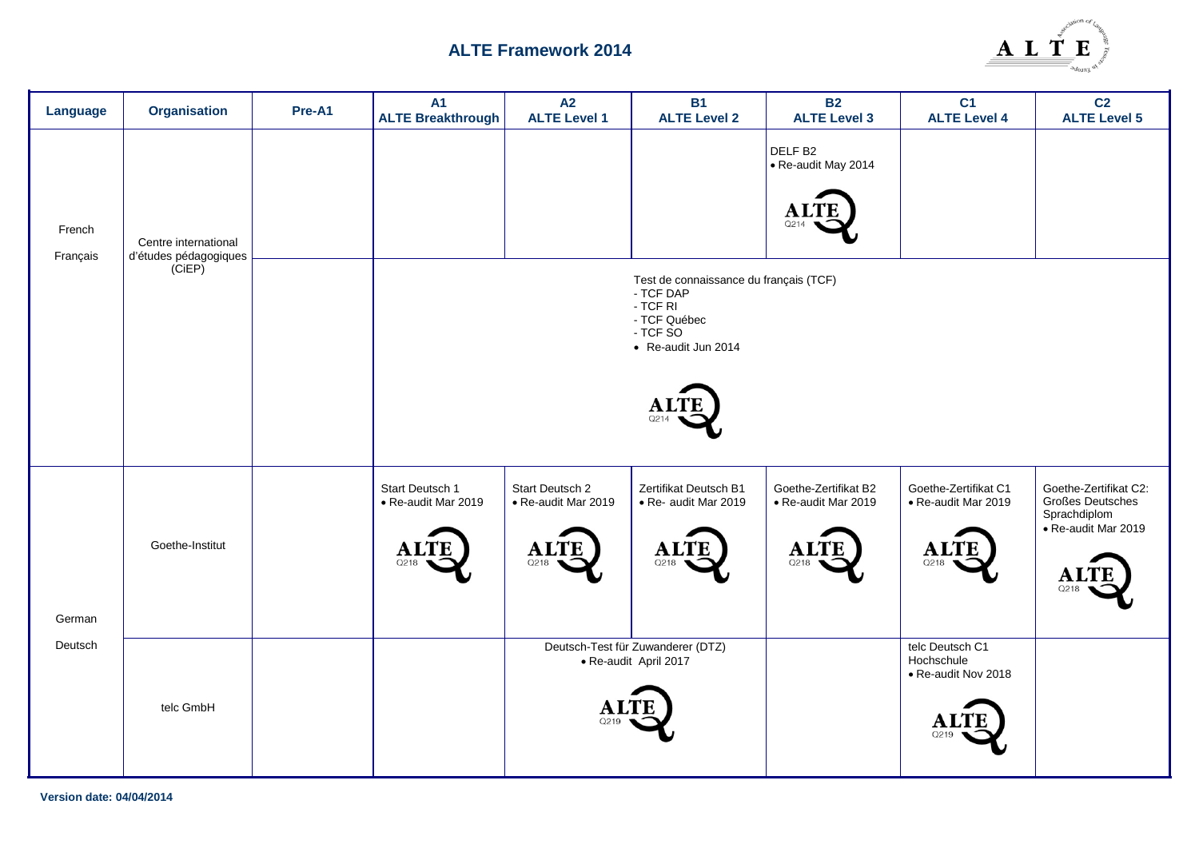## ALTE Framework 2014

| Language | Organisation | Pre-A1 | A1 ALTE Breakthrough | A2 ALTE Level 1 | B1 ALTE Level 2 | B2 ALTE Level 3 | C1 ALTE Level 4 | C2 ALTE Level 5 |
|---|---|---|---|---|---|---|---|---|
| French Français | Centre international d'études pédagogiques (CiEP) | | | | | DELF B2 • Re-audit May 2014 ALTE Q214 | | |
| | | | Test de connaissance du français (TCF) - TCF DAP - TCF RI - TCF Québec - TCF SO • Re-audit Jun 2014 ALTE Q214 | | | | | |
| German Deutsch | Goethe-Institut | | Start Deutsch 1 • Re-audit Mar 2019 ALTE Q218 | Start Deutsch 2 • Re-audit Mar 2019 ALTE Q218 | Zertifikat Deutsch B1 • Re- audit Mar 2019 ALTE Q218 | Goethe-Zertifikat B2 • Re-audit Mar 2019 ALTE Q218 | Goethe-Zertifikat C1 • Re-audit Mar 2019 ALTE Q218 | Goethe-Zertifikat C2: Großes Deutsches Sprachdiplom • Re-audit Mar 2019 ALTE Q218 |
| | telc GmbH | | | Deutsch-Test für Zuwanderer (DTZ) • Re-audit April 2017 ALTE Q219 | | | telc Deutsch C1 Hochschule • Re-audit Nov 2018 ALTE Q219 | |

Version date: 04/04/2014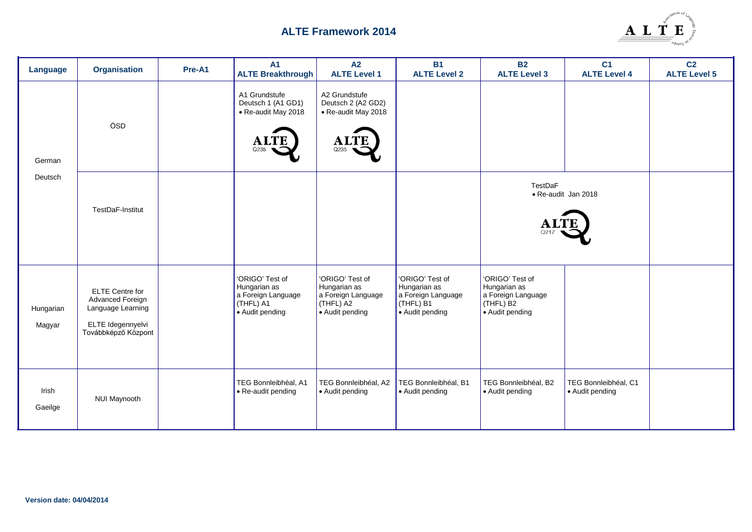# ALTE Framework 2014

| Language | Organisation | Pre-A1 | A1 ALTE Breakthrough | A2 ALTE Level 1 | B1 ALTE Level 2 | B2 ALTE Level 3 | C1 ALTE Level 4 | C2 ALTE Level 5 |
|---|---|---|---|---|---|---|---|---|
| German Deutsch | ÖSD | | A1 Grundstufe Deutsch 1 (A1 GD1) • Re-audit May 2018 ALTE Q235 | A2 Grundstufe Deutsch 2 (A2 GD2) • Re-audit May 2018 ALTE Q235 | | | | |
| | TestDaF-Institut | | | | | TestDaF • Re-audit Jan 2018 ALTE Q217 | | |
| Hungarian Magyar | ELTE Centre for Advanced Foreign Language Learning<br>ELTE Idegennyelvi Továbbképző Központ | | 'ORIGO' Test of Hungarian as a Foreign Language (THFL) A1 • Audit pending | 'ORIGO' Test of Hungarian as a Foreign Language (THFL) A2 • Audit pending | 'ORIGO' Test of Hungarian as a Foreign Language (THFL) B1 • Audit pending | 'ORIGO' Test of Hungarian as a Foreign Language (THFL) B2 • Audit pending | | |
| Irish Gaeilge | NUI Maynooth | | TEG Bonnleibhéal, A1 • Re-audit pending | TEG Bonnleibhéal, A2 • Audit pending | TEG Bonnleibhéal, B1 • Audit pending | TEG Bonnleibhéal, B2 • Audit pending | TEG Bonnleibhéal, C1 • Audit pending | |

**Version date: 04/04/2014**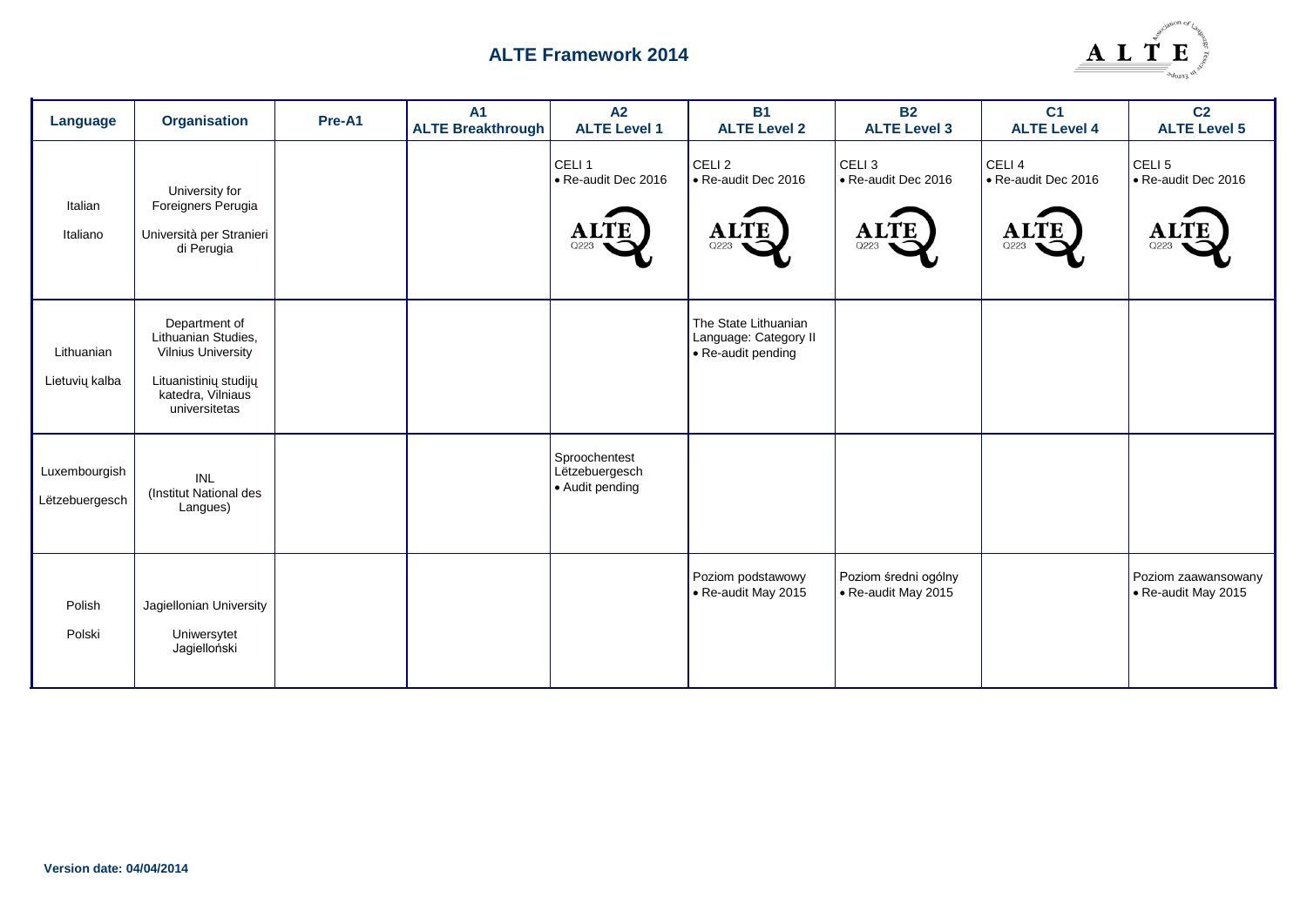## ALTE Framework 2014

| Language | Organisation | Pre-A1 | A1 ALTE Breakthrough | A2 ALTE Level 1 | B1 ALTE Level 2 | B2 ALTE Level 3 | C1 ALTE Level 4 | C2 ALTE Level 5 |
|---|---|---|---|---|---|---|---|---|
| Italian<br>Italiano | University for Foreigners Perugia<br>Università per Stranieri di Perugia | | | CELI 1<br>• Re-audit Dec 2016<br>ALTE Q223 | CELI 2<br>• Re-audit Dec 2016<br>ALTE Q223 | CELI 3<br>• Re-audit Dec 2016<br>ALTE Q223 | CELI 4<br>• Re-audit Dec 2016<br>ALTE Q223 | CELI 5<br>• Re-audit Dec 2016<br>ALTE Q223 |
| Lithuanian<br>Lietuvių kalba | Department of Lithuanian Studies, Vilnius University<br>Lituanistinių studijų katedra, Vilniaus universitetas | | | | The State Lithuanian Language: Category II<br>• Re-audit pending | | | |
| Luxembourgish<br>Lëtzebuergesch | INL<br>(Institut National des Langues) | | | Sproochentest Lëtzebuergesch<br>• Audit pending | | | | |
| Polish<br>Polski | Jagiellonian University<br>Uniwersytet Jagielloński | | | | Poziom podstawowy<br>• Re-audit May 2015 | Poziom średni ogólny<br>• Re-audit May 2015 | | Poziom zaawansowany<br>• Re-audit May 2015 |

**Version date: 04/04/2014**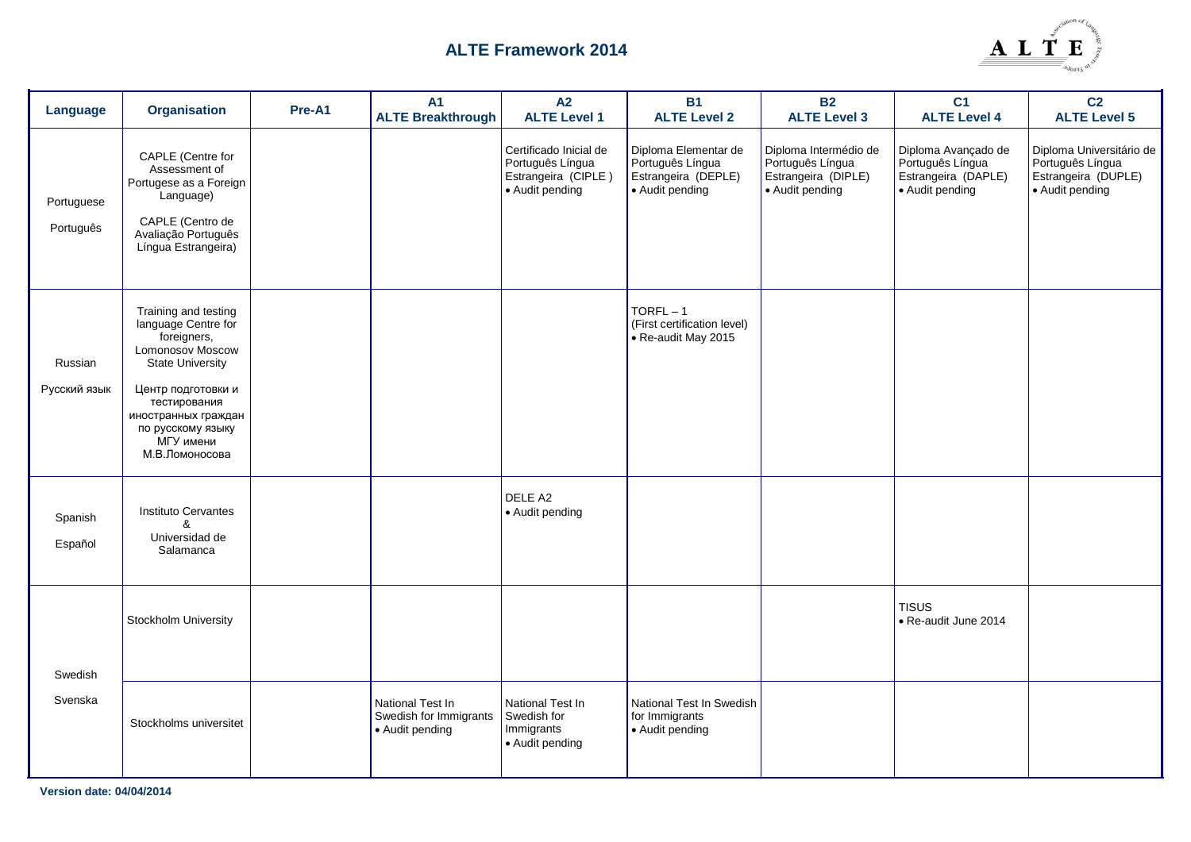## ALTE Framework 2014

| Language | Organisation | Pre-A1 | A1 ALTE Breakthrough | A2 ALTE Level 1 | B1 ALTE Level 2 | B2 ALTE Level 3 | C1 ALTE Level 4 | C2 ALTE Level 5 |
|---|---|---|---|---|---|---|---|---|
| Portuguese<br>Português | CAPLE (Centre for Assessment of Portugese as a Foreign Language)<br>CAPLE (Centro de Avaliação Português Língua Estrangeira) | | | Certificado Inicial de Português Língua Estrangeira (CIPLE)<br>• Audit pending | Diploma Elementar de Português Língua Estrangeira (DEPLE)<br>• Audit pending | Diploma Intermédio de Português Língua Estrangeira (DIPLE)<br>• Audit pending | Diploma Avançado de Português Língua Estrangeira (DAPLE)<br>• Audit pending | Diploma Universitário de Português Língua Estrangeira (DUPLE)<br>• Audit pending |
| Russian<br>Русский язык | Training and testing language Centre for foreigners, Lomonosov Moscow State University<br>Центр подготовки и тестирования иностранных граждан по русскому языку МГУ имени М.В.Ломоносова | | | | TORFL – 1 (First certification level)<br>• Re-audit May 2015 | | | |
| Spanish<br>Español | Instituto Cervantes & Universidad de Salamanca | | | DELE A2<br>• Audit pending | | | | |
| Swedish<br>Svenska | Stockholm University | | | | | | TISUS<br>• Re-audit June 2014 | |
| | Stockholms universitet | | National Test In Swedish for Immigrants<br>• Audit pending | National Test In Swedish for Immigrants<br>• Audit pending | National Test In Swedish for Immigrants<br>• Audit pending | | | |

Version date: 04/04/2014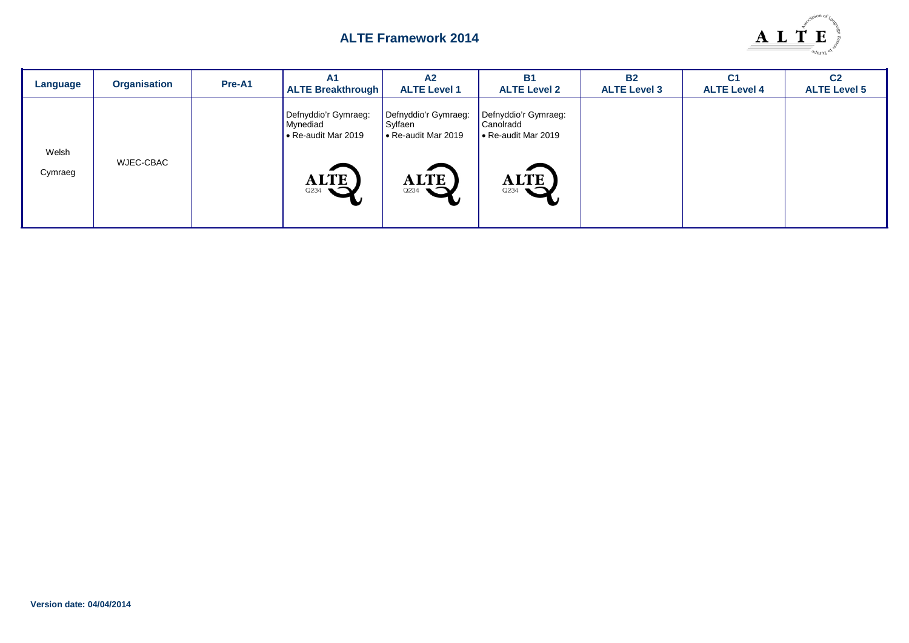## ALTE Framework 2014

| Language | Organisation | Pre-A1 | A1 ALTE Breakthrough | A2 ALTE Level 1 | B1 ALTE Level 2 | B2 ALTE Level 3 | C1 ALTE Level 4 | C2 ALTE Level 5 |
|---|---|---|---|---|---|---|---|---|
| Welsh Cymraeg | WJEC-CBAC | | Defnyddio'r Gymraeg: Mynediad • Re-audit Mar 2019 ALTE Q234 | Defnyddio'r Gymraeg: Sylfaen • Re-audit Mar 2019 ALTE Q234 | Defnyddio'r Gymraeg: Canolradd • Re-audit Mar 2019 ALTE Q234 | | | |

**Version date: 04/04/2014**